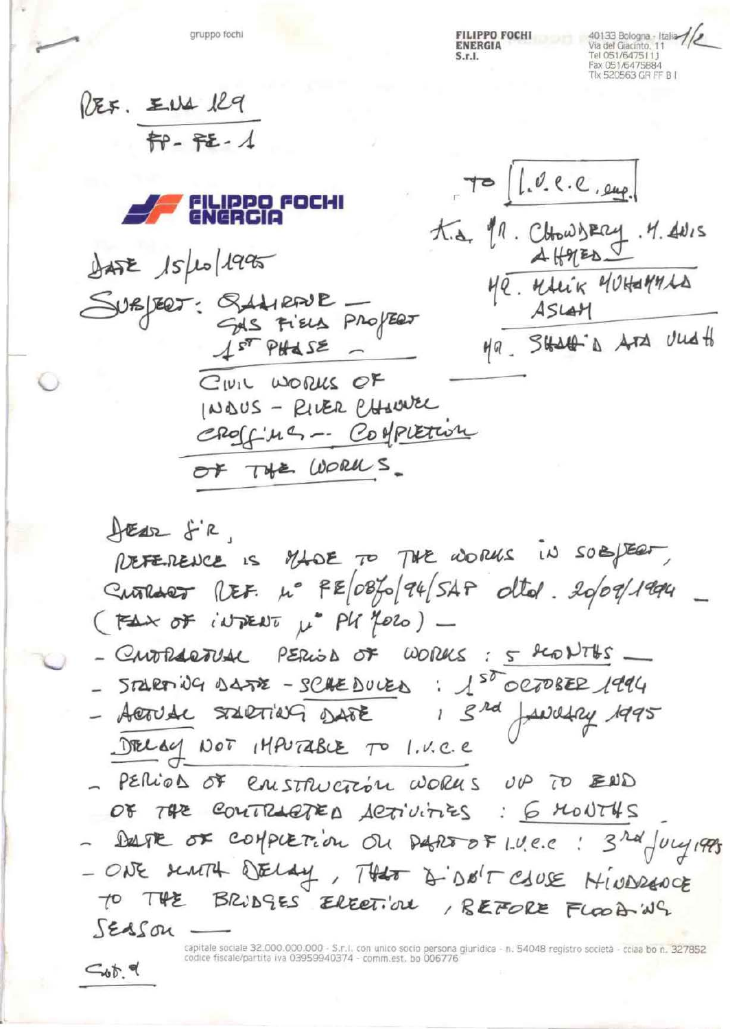gruppo fochi

**FILIPPO FOCHI ENERGIA S.r.l.**
40133 Bologna - Italia
Via del Giacinto, 11
Tel 051/6475111
Fax 051/6475884
Tlx 520563 GR FF B I

1/2

REF. ENA 129
FP - FE - 1

**FILIPPO FOCHI ENERGIA**

TO [I.V.C.C. eng.]

K.A. MR. CHOWDHRY .M. ANIS AHMED
MR. MALIK MOHAMMAD ASLAM
MR. SHAHID ATA ULLAH

DATE 15/10/1995

SUBJECT: QADIRPUR — GAS FIELD PROJECT 1ST PHASE — CIVIL WORKS OF INDUS - RIVER CHANNEL CROSSINGS — COMPLETION OF THE WORKS.

DEAR SIR,

REFERENCE IS MADE TO THE WORKS IN SUBJECT, CONTRACT REF. N° FE/0870/94/SAP dtd. 20/09/1994 — (FAX OF INTENT N° PK 7020) —

- CONTRACTUAL PERIOD OF WORKS : 5 MONTHS —
- STARTING DATE - SCHEDULED : 1ST OCTOBER 1994
- ACTUAL STARTING DATE : 3rd JANUARY 1995

DELAY NOT IMPUTABLE TO I.V.C.C

- PERIOD OF CONSTRUCTION WORKS UP TO END OF THE CONTRACTED ACTIVITIES : 6 MONTHS
- DATE OF COMPLETION ON PART OF I.V.C.C : 3rd JULY 1995
- ONE MONTH DELAY, THAT DIDN'T CAUSE HINDRANCE TO THE BRIDGES ERECTION, BEFORE FLOODING SEASON —

capitale sociale 32.000.000.000 - S.r.l. con unico socio persona giuridica - n. 54048 registro società - cciaa bo n. 327852
codice fiscale/partita iva 03959940374 - comm.est. bo 006776

Cont. d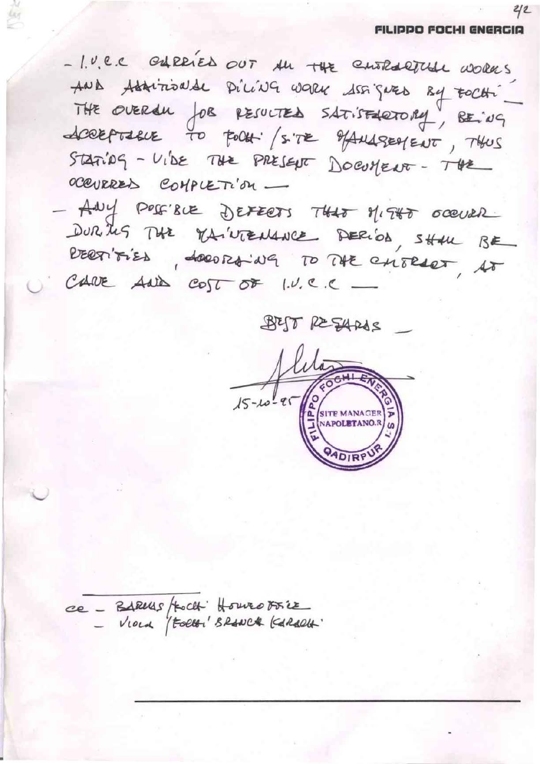**FILIPPO FOCHI ENERGIA**

- I.V.C.C CARRIED OUT ALL THE CONTRACTUAL WORKS AND ADDITIONAL PILING WORK ASSIGNED BY FOCHI'. THE OVERALL JOB RESULTED SATISFACTORY, BEING ACCEPTABLE TO FOCHI' / SITE MANAGEMENT, THUS STATING - VIDE THE PRESENT DOCUMENT - THE OCCURRED COMPLETION —
- ANY POSSIBLE DEFECTS THAT MIGHT OCCURR DURING THE MAINTENANCE PERIOD, SHALL BE RECTIFIED, ACCORDING TO THE CONTRACT, AT CARE AND COST OF I.V.C.C —

BEST REGARDS —

15-10-95

FILIPPO FOCHI ENERGIA S.p.A. — SITE MANAGER NAPOLETANO.R — QADIRPUR

cc - BARLAS / FOCHI' HOME OFFICE
  - VIOLA / FOCHI' BRANCH KARACHI